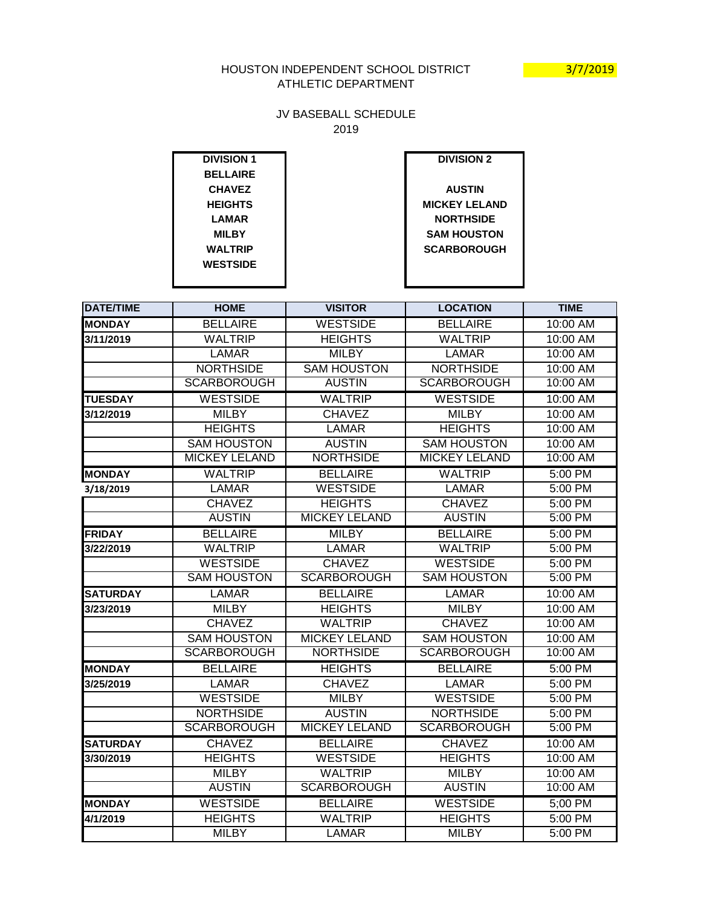HOUSTON INDEPENDENT SCHOOL DISTRICT
ATHLETIC DEPARTMENT

3/7/2019

JV BASEBALL SCHEDULE
2019

| DIVISION 1 | DIVISION 2 |
|---|---|
| BELLAIRE | AUSTIN |
| CHAVEZ | MICKEY LELAND |
| HEIGHTS | NORTHSIDE |
| LAMAR | SAM HOUSTON |
| MILBY | SCARBOROUGH |
| WALTRIP | |
| WESTSIDE | |

| DATE/TIME | HOME | VISITOR | LOCATION | TIME |
|---|---|---|---|---|
| **MONDAY** | BELLAIRE | WESTSIDE | BELLAIRE | 10:00 AM |
| **3/11/2019** | WALTRIP | HEIGHTS | WALTRIP | 10:00 AM |
| | LAMAR | MILBY | LAMAR | 10:00 AM |
| | NORTHSIDE | SAM HOUSTON | NORTHSIDE | 10:00 AM |
| | SCARBOROUGH | AUSTIN | SCARBOROUGH | 10:00 AM |
| **TUESDAY** | WESTSIDE | WALTRIP | WESTSIDE | 10:00 AM |
| **3/12/2019** | MILBY | CHAVEZ | MILBY | 10:00 AM |
| | HEIGHTS | LAMAR | HEIGHTS | 10:00 AM |
| | SAM HOUSTON | AUSTIN | SAM HOUSTON | 10:00 AM |
| | MICKEY LELAND | NORTHSIDE | MICKEY LELAND | 10:00 AM |
| **MONDAY** | WALTRIP | BELLAIRE | WALTRIP | 5:00 PM |
| **3/18/2019** | LAMAR | WESTSIDE | LAMAR | 5:00 PM |
| | CHAVEZ | HEIGHTS | CHAVEZ | 5:00 PM |
| | AUSTIN | MICKEY LELAND | AUSTIN | 5:00 PM |
| **FRIDAY** | BELLAIRE | MILBY | BELLAIRE | 5:00 PM |
| **3/22/2019** | WALTRIP | LAMAR | WALTRIP | 5:00 PM |
| | WESTSIDE | CHAVEZ | WESTSIDE | 5:00 PM |
| | SAM HOUSTON | SCARBOROUGH | SAM HOUSTON | 5:00 PM |
| **SATURDAY** | LAMAR | BELLAIRE | LAMAR | 10:00 AM |
| **3/23/2019** | MILBY | HEIGHTS | MILBY | 10:00 AM |
| | CHAVEZ | WALTRIP | CHAVEZ | 10:00 AM |
| | SAM HOUSTON | MICKEY LELAND | SAM HOUSTON | 10:00 AM |
| | SCARBOROUGH | NORTHSIDE | SCARBOROUGH | 10:00 AM |
| **MONDAY** | BELLAIRE | HEIGHTS | BELLAIRE | 5:00 PM |
| **3/25/2019** | LAMAR | CHAVEZ | LAMAR | 5:00 PM |
| | WESTSIDE | MILBY | WESTSIDE | 5:00 PM |
| | NORTHSIDE | AUSTIN | NORTHSIDE | 5:00 PM |
| | SCARBOROUGH | MICKEY LELAND | SCARBOROUGH | 5:00 PM |
| **SATURDAY** | CHAVEZ | BELLAIRE | CHAVEZ | 10:00 AM |
| **3/30/2019** | HEIGHTS | WESTSIDE | HEIGHTS | 10:00 AM |
| | MILBY | WALTRIP | MILBY | 10:00 AM |
| | AUSTIN | SCARBOROUGH | AUSTIN | 10:00 AM |
| **MONDAY** | WESTSIDE | BELLAIRE | WESTSIDE | 5;00 PM |
| **4/1/2019** | HEIGHTS | WALTRIP | HEIGHTS | 5:00 PM |
| | MILBY | LAMAR | MILBY | 5:00 PM |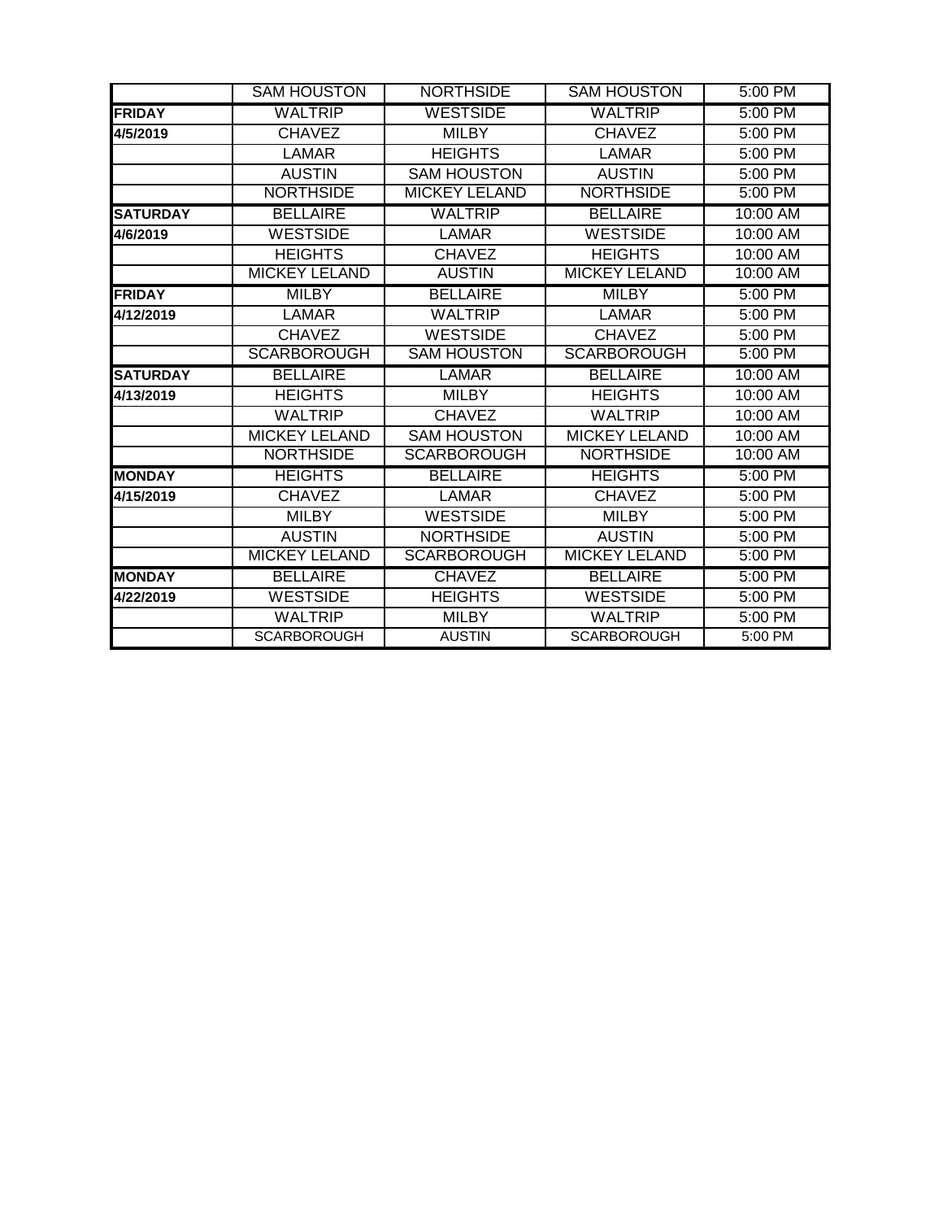| | | | | |
|---|---|---|---|---|
| | SAM HOUSTON | NORTHSIDE | SAM HOUSTON | 5:00 PM |
| **FRIDAY** | WALTRIP | WESTSIDE | WALTRIP | 5:00 PM |
| **4/5/2019** | CHAVEZ | MILBY | CHAVEZ | 5:00 PM |
| | LAMAR | HEIGHTS | LAMAR | 5:00 PM |
| | AUSTIN | SAM HOUSTON | AUSTIN | 5:00 PM |
| | NORTHSIDE | MICKEY LELAND | NORTHSIDE | 5:00 PM |
| **SATURDAY** | BELLAIRE | WALTRIP | BELLAIRE | 10:00 AM |
| **4/6/2019** | WESTSIDE | LAMAR | WESTSIDE | 10:00 AM |
| | HEIGHTS | CHAVEZ | HEIGHTS | 10:00 AM |
| | MICKEY LELAND | AUSTIN | MICKEY LELAND | 10:00 AM |
| **FRIDAY** | MILBY | BELLAIRE | MILBY | 5:00 PM |
| **4/12/2019** | LAMAR | WALTRIP | LAMAR | 5:00 PM |
| | CHAVEZ | WESTSIDE | CHAVEZ | 5:00 PM |
| | SCARBOROUGH | SAM HOUSTON | SCARBOROUGH | 5:00 PM |
| **SATURDAY** | BELLAIRE | LAMAR | BELLAIRE | 10:00 AM |
| **4/13/2019** | HEIGHTS | MILBY | HEIGHTS | 10:00 AM |
| | WALTRIP | CHAVEZ | WALTRIP | 10:00 AM |
| | MICKEY LELAND | SAM HOUSTON | MICKEY LELAND | 10:00 AM |
| | NORTHSIDE | SCARBOROUGH | NORTHSIDE | 10:00 AM |
| **MONDAY** | HEIGHTS | BELLAIRE | HEIGHTS | 5:00 PM |
| **4/15/2019** | CHAVEZ | LAMAR | CHAVEZ | 5:00 PM |
| | MILBY | WESTSIDE | MILBY | 5:00 PM |
| | AUSTIN | NORTHSIDE | AUSTIN | 5:00 PM |
| | MICKEY LELAND | SCARBOROUGH | MICKEY LELAND | 5:00 PM |
| **MONDAY** | BELLAIRE | CHAVEZ | BELLAIRE | 5:00 PM |
| **4/22/2019** | WESTSIDE | HEIGHTS | WESTSIDE | 5:00 PM |
| | WALTRIP | MILBY | WALTRIP | 5:00 PM |
| | SCARBOROUGH | AUSTIN | SCARBOROUGH | 5:00 PM |